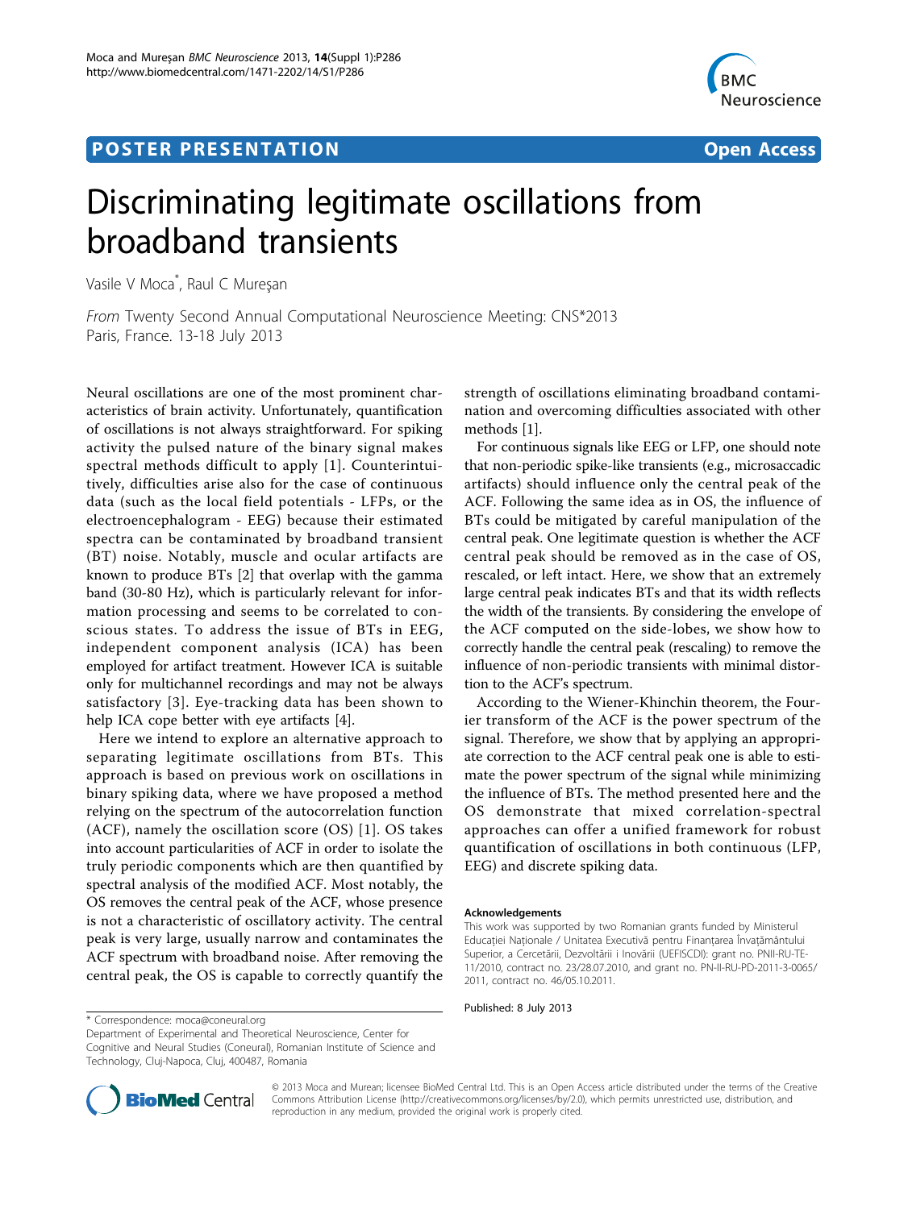POSTER PRESENTATION | Open Access

# Discriminating legitimate oscillations from broadband transients

Vasile V Moca*, Raul C Mureşan

*From* Twenty Second Annual Computational Neuroscience Meeting: CNS*2013
Paris, France. 13-18 July 2013

Neural oscillations are one of the most prominent characteristics of brain activity. Unfortunately, quantification of oscillations is not always straightforward. For spiking activity the pulsed nature of the binary signal makes spectral methods difficult to apply [1]. Counterintuitively, difficulties arise also for the case of continuous data (such as the local field potentials - LFPs, or the electroencephalogram - EEG) because their estimated spectra can be contaminated by broadband transient (BT) noise. Notably, muscle and ocular artifacts are known to produce BTs [2] that overlap with the gamma band (30-80 Hz), which is particularly relevant for information processing and seems to be correlated to conscious states. To address the issue of BTs in EEG, independent component analysis (ICA) has been employed for artifact treatment. However ICA is suitable only for multichannel recordings and may not be always satisfactory [3]. Eye-tracking data has been shown to help ICA cope better with eye artifacts [4].

Here we intend to explore an alternative approach to separating legitimate oscillations from BTs. This approach is based on previous work on oscillations in binary spiking data, where we have proposed a method relying on the spectrum of the autocorrelation function (ACF), namely the oscillation score (OS) [1]. OS takes into account particularities of ACF in order to isolate the truly periodic components which are then quantified by spectral analysis of the modified ACF. Most notably, the OS removes the central peak of the ACF, whose presence is not a characteristic of oscillatory activity. The central peak is very large, usually narrow and contaminates the ACF spectrum with broadband noise. After removing the central peak, the OS is capable to correctly quantify the strength of oscillations eliminating broadband contamination and overcoming difficulties associated with other methods [1].

For continuous signals like EEG or LFP, one should note that non-periodic spike-like transients (e.g., microsaccadic artifacts) should influence only the central peak of the ACF. Following the same idea as in OS, the influence of BTs could be mitigated by careful manipulation of the central peak. One legitimate question is whether the ACF central peak should be removed as in the case of OS, rescaled, or left intact. Here, we show that an extremely large central peak indicates BTs and that its width reflects the width of the transients. By considering the envelope of the ACF computed on the side-lobes, we show how to correctly handle the central peak (rescaling) to remove the influence of non-periodic transients with minimal distortion to the ACF's spectrum.

According to the Wiener-Khinchin theorem, the Fourier transform of the ACF is the power spectrum of the signal. Therefore, we show that by applying an appropriate correction to the ACF central peak one is able to estimate the power spectrum of the signal while minimizing the influence of BTs. The method presented here and the OS demonstrate that mixed correlation-spectral approaches can offer a unified framework for robust quantification of oscillations in both continuous (LFP, EEG) and discrete spiking data.

#### Acknowledgements

This work was supported by two Romanian grants funded by Ministerul Educaţiei Naţionale / Unitatea Executivă pentru Finanţarea Învaţământului Superior, a Cercetării, Dezvoltării i Inovării (UEFISCDI): grant no. PNII-RU-TE-11/2010, contract no. 23/28.07.2010, and grant no. PN-II-RU-PD-2011-3-0065/2011, contract no. 46/05.10.2011.

Published: 8 July 2013

* Correspondence: moca@coneural.org
Department of Experimental and Theoretical Neuroscience, Center for Cognitive and Neural Studies (Coneural), Romanian Institute of Science and Technology, Cluj-Napoca, Cluj, 400487, Romania

© 2013 Moca and Murean; licensee BioMed Central Ltd. This is an Open Access article distributed under the terms of the Creative Commons Attribution License (http://creativecommons.org/licenses/by/2.0), which permits unrestricted use, distribution, and reproduction in any medium, provided the original work is properly cited.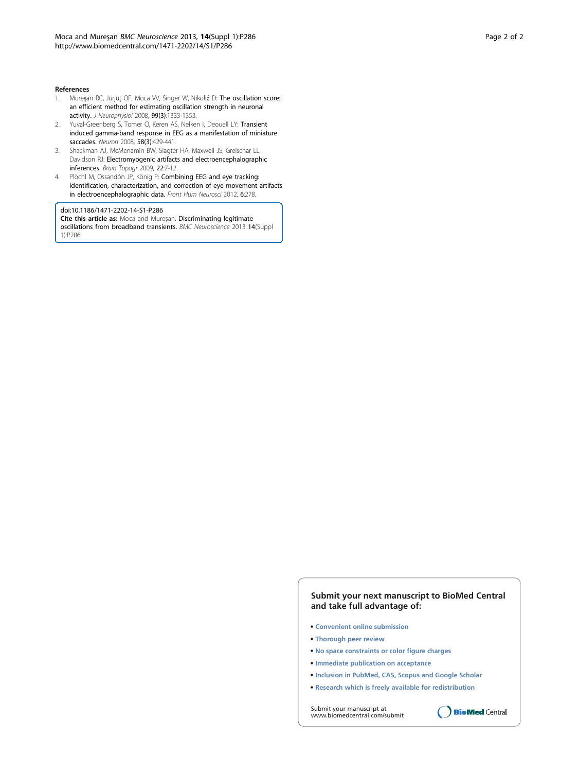## References

1. Mureşan RC, Jurjuţ OF, Moca VV, Singer W, Nikolić D: **The oscillation score: an efficient method for estimating oscillation strength in neuronal activity.** *J Neurophysiol* 2008, **99(3)**:1333-1353.
2. Yuval-Greenberg S, Tomer O, Keren AS, Nelken I, Deouell LY: **Transient induced gamma-band response in EEG as a manifestation of miniature saccades.** *Neuron* 2008, **58(3)**:429-441.
3. Shackman AJ, McMenamin BW, Slagter HA, Maxwell JS, Greischar LL, Davidson RJ: **Electromyogenic artifacts and electroencephalographic inferences.** *Brain Topogr* 2009, **22**:7-12.
4. Plöchl M, Ossandón JP, König P: **Combining EEG and eye tracking: identification, characterization, and correction of eye movement artifacts in electroencephalographic data.** *Front Hum Neurosci* 2012, **6**:278.

doi:10.1186/1471-2202-14-S1-P286
**Cite this article as:** Moca and Mureşan: **Discriminating legitimate oscillations from broadband transients.** *BMC Neuroscience* 2013 **14**(Suppl 1):P286.

**Submit your next manuscript to BioMed Central and take full advantage of:**

- **Convenient online submission**
- **Thorough peer review**
- **No space constraints or color figure charges**
- **Immediate publication on acceptance**
- **Inclusion in PubMed, CAS, Scopus and Google Scholar**
- **Research which is freely available for redistribution**

Submit your manuscript at
www.biomedcentral.com/submit

BioMed Central